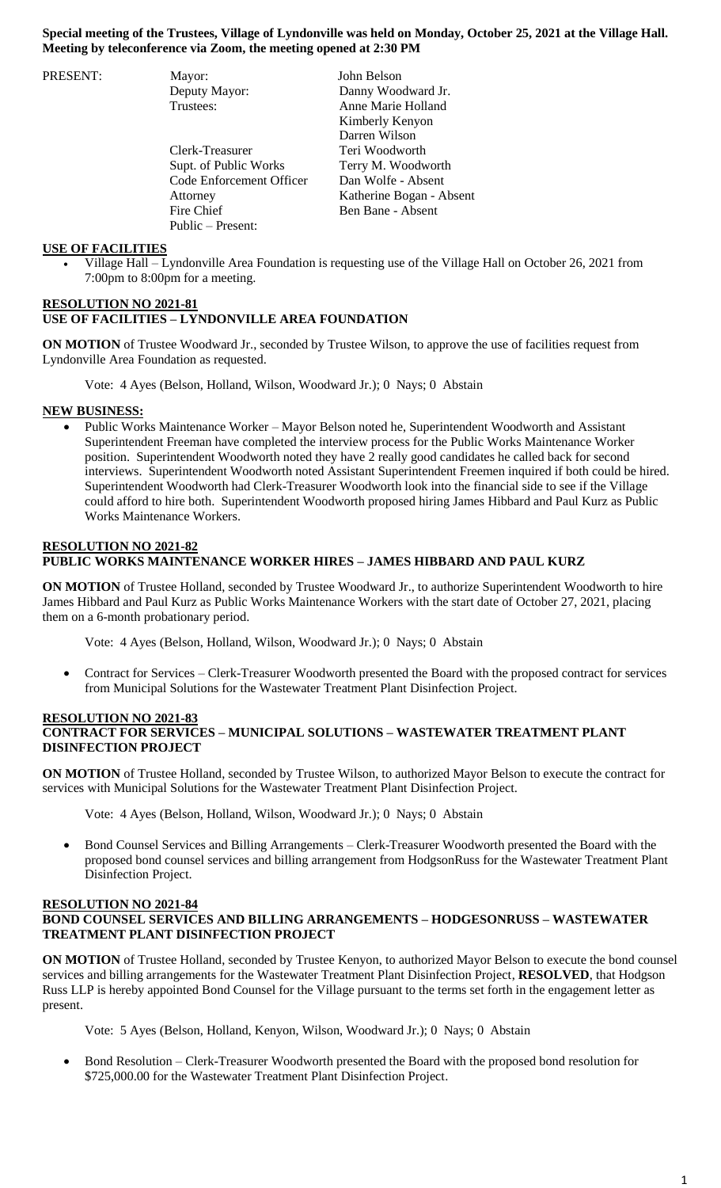**Special meeting of the Trustees, Village of Lyndonville was held on Monday, October 25, 2021 at the Village Hall. Meeting by teleconference via Zoom, the meeting opened at 2:30 PM**

| PRESENT: | Mayor: | John Belson |
|---|---|---|
| | Deputy Mayor: | Danny Woodward Jr. |
| | Trustees: | Anne Marie Holland |
| | | Kimberly Kenyon |
| | | Darren Wilson |
| | Clerk-Treasurer | Teri Woodworth |
| | Supt. of Public Works | Terry M. Woodworth |
| | Code Enforcement Officer | Dan Wolfe - Absent |
| | Attorney | Katherine Bogan - Absent |
| | Fire Chief | Ben Bane - Absent |
| | Public – Present: | |

**USE OF FACILITIES**

- Village Hall – Lyndonville Area Foundation is requesting use of the Village Hall on October 26, 2021 from 7:00pm to 8:00pm for a meeting.

**RESOLUTION NO 2021-81**
**USE OF FACILITIES – LYNDONVILLE AREA FOUNDATION**

**ON MOTION** of Trustee Woodward Jr., seconded by Trustee Wilson, to approve the use of facilities request from Lyndonville Area Foundation as requested.

Vote: 4 Ayes (Belson, Holland, Wilson, Woodward Jr.); 0 Nays; 0 Abstain

**NEW BUSINESS:**

- Public Works Maintenance Worker – Mayor Belson noted he, Superintendent Woodworth and Assistant Superintendent Freeman have completed the interview process for the Public Works Maintenance Worker position. Superintendent Woodworth noted they have 2 really good candidates he called back for second interviews. Superintendent Woodworth noted Assistant Superintendent Freemen inquired if both could be hired. Superintendent Woodworth had Clerk-Treasurer Woodworth look into the financial side to see if the Village could afford to hire both. Superintendent Woodworth proposed hiring James Hibbard and Paul Kurz as Public Works Maintenance Workers.

**RESOLUTION NO 2021-82**
**PUBLIC WORKS MAINTENANCE WORKER HIRES – JAMES HIBBARD AND PAUL KURZ**

**ON MOTION** of Trustee Holland, seconded by Trustee Woodward Jr., to authorize Superintendent Woodworth to hire James Hibbard and Paul Kurz as Public Works Maintenance Workers with the start date of October 27, 2021, placing them on a 6-month probationary period.

Vote: 4 Ayes (Belson, Holland, Wilson, Woodward Jr.); 0 Nays; 0 Abstain

- Contract for Services – Clerk-Treasurer Woodworth presented the Board with the proposed contract for services from Municipal Solutions for the Wastewater Treatment Plant Disinfection Project.

**RESOLUTION NO 2021-83**
**CONTRACT FOR SERVICES – MUNICIPAL SOLUTIONS – WASTEWATER TREATMENT PLANT DISINFECTION PROJECT**

**ON MOTION** of Trustee Holland, seconded by Trustee Wilson, to authorized Mayor Belson to execute the contract for services with Municipal Solutions for the Wastewater Treatment Plant Disinfection Project.

Vote: 4 Ayes (Belson, Holland, Wilson, Woodward Jr.); 0 Nays; 0 Abstain

- Bond Counsel Services and Billing Arrangements – Clerk-Treasurer Woodworth presented the Board with the proposed bond counsel services and billing arrangement from HodgsonRuss for the Wastewater Treatment Plant Disinfection Project.

**RESOLUTION NO 2021-84**
**BOND COUNSEL SERVICES AND BILLING ARRANGEMENTS – HODGESONRUSS – WASTEWATER TREATMENT PLANT DISINFECTION PROJECT**

**ON MOTION** of Trustee Holland, seconded by Trustee Kenyon, to authorized Mayor Belson to execute the bond counsel services and billing arrangements for the Wastewater Treatment Plant Disinfection Project, **RESOLVED**, that Hodgson Russ LLP is hereby appointed Bond Counsel for the Village pursuant to the terms set forth in the engagement letter as present.

Vote: 5 Ayes (Belson, Holland, Kenyon, Wilson, Woodward Jr.); 0 Nays; 0 Abstain

- Bond Resolution – Clerk-Treasurer Woodworth presented the Board with the proposed bond resolution for \$725,000.00 for the Wastewater Treatment Plant Disinfection Project.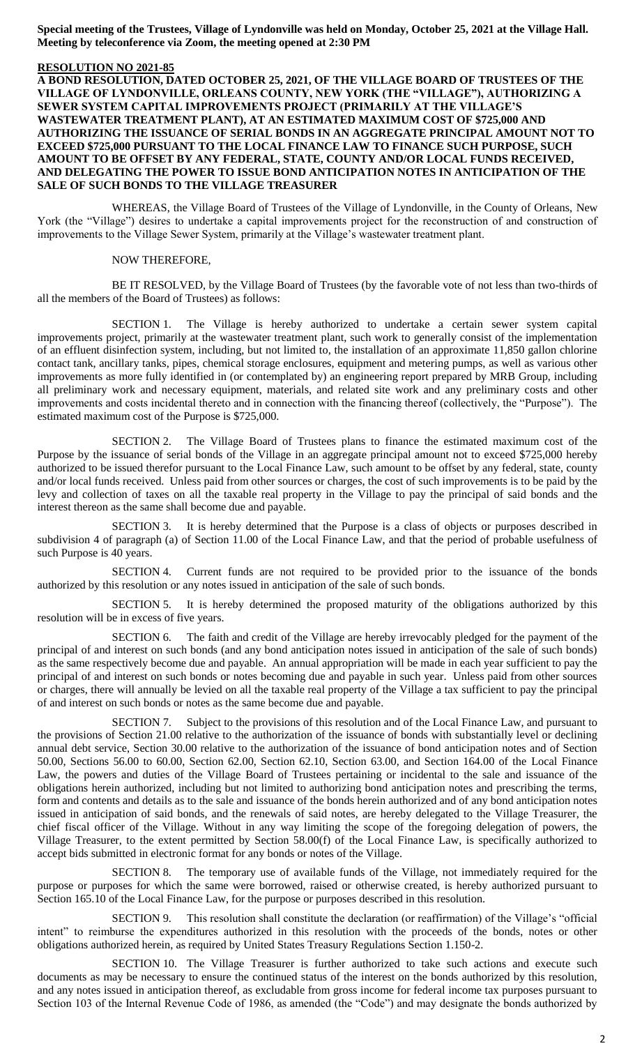**Special meeting of the Trustees, Village of Lyndonville was held on Monday, October 25, 2021 at the Village Hall. Meeting by teleconference via Zoom, the meeting opened at 2:30 PM**

**RESOLUTION NO 2021-85**

**A BOND RESOLUTION, DATED OCTOBER 25, 2021, OF THE VILLAGE BOARD OF TRUSTEES OF THE VILLAGE OF LYNDONVILLE, ORLEANS COUNTY, NEW YORK (THE "VILLAGE"), AUTHORIZING A SEWER SYSTEM CAPITAL IMPROVEMENTS PROJECT (PRIMARILY AT THE VILLAGE'S WASTEWATER TREATMENT PLANT), AT AN ESTIMATED MAXIMUM COST OF $725,000 AND AUTHORIZING THE ISSUANCE OF SERIAL BONDS IN AN AGGREGATE PRINCIPAL AMOUNT NOT TO EXCEED $725,000 PURSUANT TO THE LOCAL FINANCE LAW TO FINANCE SUCH PURPOSE, SUCH AMOUNT TO BE OFFSET BY ANY FEDERAL, STATE, COUNTY AND/OR LOCAL FUNDS RECEIVED, AND DELEGATING THE POWER TO ISSUE BOND ANTICIPATION NOTES IN ANTICIPATION OF THE SALE OF SUCH BONDS TO THE VILLAGE TREASURER**

WHEREAS, the Village Board of Trustees of the Village of Lyndonville, in the County of Orleans, New York (the "Village") desires to undertake a capital improvements project for the reconstruction of and construction of improvements to the Village Sewer System, primarily at the Village's wastewater treatment plant.

NOW THEREFORE,

BE IT RESOLVED, by the Village Board of Trustees (by the favorable vote of not less than two-thirds of all the members of the Board of Trustees) as follows:

SECTION 1. The Village is hereby authorized to undertake a certain sewer system capital improvements project, primarily at the wastewater treatment plant, such work to generally consist of the implementation of an effluent disinfection system, including, but not limited to, the installation of an approximate 11,850 gallon chlorine contact tank, ancillary tanks, pipes, chemical storage enclosures, equipment and metering pumps, as well as various other improvements as more fully identified in (or contemplated by) an engineering report prepared by MRB Group, including all preliminary work and necessary equipment, materials, and related site work and any preliminary costs and other improvements and costs incidental thereto and in connection with the financing thereof (collectively, the "Purpose"). The estimated maximum cost of the Purpose is $725,000.

SECTION 2. The Village Board of Trustees plans to finance the estimated maximum cost of the Purpose by the issuance of serial bonds of the Village in an aggregate principal amount not to exceed $725,000 hereby authorized to be issued therefor pursuant to the Local Finance Law, such amount to be offset by any federal, state, county and/or local funds received. Unless paid from other sources or charges, the cost of such improvements is to be paid by the levy and collection of taxes on all the taxable real property in the Village to pay the principal of said bonds and the interest thereon as the same shall become due and payable.

SECTION 3. It is hereby determined that the Purpose is a class of objects or purposes described in subdivision 4 of paragraph (a) of Section 11.00 of the Local Finance Law, and that the period of probable usefulness of such Purpose is 40 years.

SECTION 4. Current funds are not required to be provided prior to the issuance of the bonds authorized by this resolution or any notes issued in anticipation of the sale of such bonds.

SECTION 5. It is hereby determined the proposed maturity of the obligations authorized by this resolution will be in excess of five years.

SECTION 6. The faith and credit of the Village are hereby irrevocably pledged for the payment of the principal of and interest on such bonds (and any bond anticipation notes issued in anticipation of the sale of such bonds) as the same respectively become due and payable. An annual appropriation will be made in each year sufficient to pay the principal of and interest on such bonds or notes becoming due and payable in such year. Unless paid from other sources or charges, there will annually be levied on all the taxable real property of the Village a tax sufficient to pay the principal of and interest on such bonds or notes as the same become due and payable.

SECTION 7. Subject to the provisions of this resolution and of the Local Finance Law, and pursuant to the provisions of Section 21.00 relative to the authorization of the issuance of bonds with substantially level or declining annual debt service, Section 30.00 relative to the authorization of the issuance of bond anticipation notes and of Section 50.00, Sections 56.00 to 60.00, Section 62.00, Section 62.10, Section 63.00, and Section 164.00 of the Local Finance Law, the powers and duties of the Village Board of Trustees pertaining or incidental to the sale and issuance of the obligations herein authorized, including but not limited to authorizing bond anticipation notes and prescribing the terms, form and contents and details as to the sale and issuance of the bonds herein authorized and of any bond anticipation notes issued in anticipation of said bonds, and the renewals of said notes, are hereby delegated to the Village Treasurer, the chief fiscal officer of the Village. Without in any way limiting the scope of the foregoing delegation of powers, the Village Treasurer, to the extent permitted by Section 58.00(f) of the Local Finance Law, is specifically authorized to accept bids submitted in electronic format for any bonds or notes of the Village.

SECTION 8. The temporary use of available funds of the Village, not immediately required for the purpose or purposes for which the same were borrowed, raised or otherwise created, is hereby authorized pursuant to Section 165.10 of the Local Finance Law, for the purpose or purposes described in this resolution.

SECTION 9. This resolution shall constitute the declaration (or reaffirmation) of the Village's "official intent" to reimburse the expenditures authorized in this resolution with the proceeds of the bonds, notes or other obligations authorized herein, as required by United States Treasury Regulations Section 1.150-2.

SECTION 10. The Village Treasurer is further authorized to take such actions and execute such documents as may be necessary to ensure the continued status of the interest on the bonds authorized by this resolution, and any notes issued in anticipation thereof, as excludable from gross income for federal income tax purposes pursuant to Section 103 of the Internal Revenue Code of 1986, as amended (the "Code") and may designate the bonds authorized by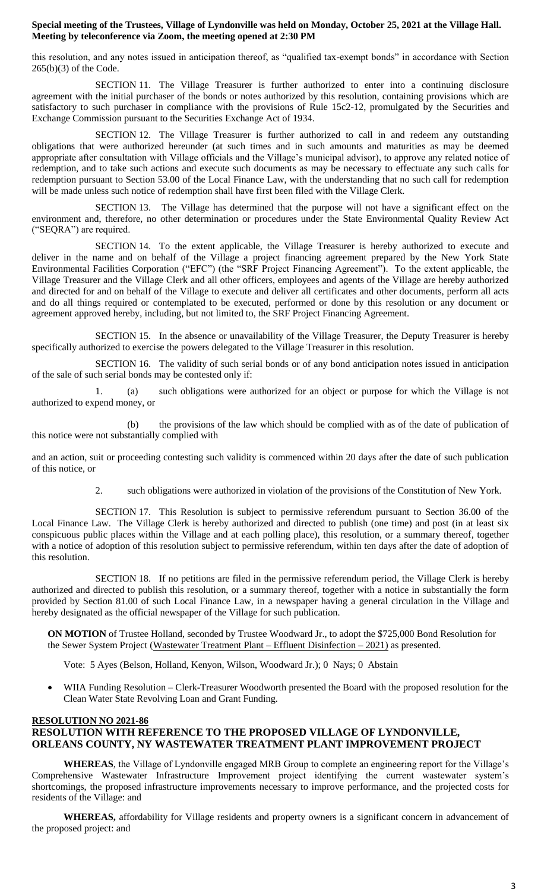**Special meeting of the Trustees, Village of Lyndonville was held on Monday, October 25, 2021 at the Village Hall. Meeting by teleconference via Zoom, the meeting opened at 2:30 PM**

this resolution, and any notes issued in anticipation thereof, as "qualified tax-exempt bonds" in accordance with Section 265(b)(3) of the Code.

SECTION 11. The Village Treasurer is further authorized to enter into a continuing disclosure agreement with the initial purchaser of the bonds or notes authorized by this resolution, containing provisions which are satisfactory to such purchaser in compliance with the provisions of Rule 15c2-12, promulgated by the Securities and Exchange Commission pursuant to the Securities Exchange Act of 1934.

SECTION 12. The Village Treasurer is further authorized to call in and redeem any outstanding obligations that were authorized hereunder (at such times and in such amounts and maturities as may be deemed appropriate after consultation with Village officials and the Village's municipal advisor), to approve any related notice of redemption, and to take such actions and execute such documents as may be necessary to effectuate any such calls for redemption pursuant to Section 53.00 of the Local Finance Law, with the understanding that no such call for redemption will be made unless such notice of redemption shall have first been filed with the Village Clerk.

SECTION 13. The Village has determined that the purpose will not have a significant effect on the environment and, therefore, no other determination or procedures under the State Environmental Quality Review Act ("SEQRA") are required.

SECTION 14. To the extent applicable, the Village Treasurer is hereby authorized to execute and deliver in the name and on behalf of the Village a project financing agreement prepared by the New York State Environmental Facilities Corporation ("EFC") (the "SRF Project Financing Agreement"). To the extent applicable, the Village Treasurer and the Village Clerk and all other officers, employees and agents of the Village are hereby authorized and directed for and on behalf of the Village to execute and deliver all certificates and other documents, perform all acts and do all things required or contemplated to be executed, performed or done by this resolution or any document or agreement approved hereby, including, but not limited to, the SRF Project Financing Agreement.

SECTION 15. In the absence or unavailability of the Village Treasurer, the Deputy Treasurer is hereby specifically authorized to exercise the powers delegated to the Village Treasurer in this resolution.

SECTION 16. The validity of such serial bonds or of any bond anticipation notes issued in anticipation of the sale of such serial bonds may be contested only if:

1. (a) such obligations were authorized for an object or purpose for which the Village is not authorized to expend money, or

(b) the provisions of the law which should be complied with as of the date of publication of this notice were not substantially complied with

and an action, suit or proceeding contesting such validity is commenced within 20 days after the date of such publication of this notice, or

2. such obligations were authorized in violation of the provisions of the Constitution of New York.

SECTION 17. This Resolution is subject to permissive referendum pursuant to Section 36.00 of the Local Finance Law. The Village Clerk is hereby authorized and directed to publish (one time) and post (in at least six conspicuous public places within the Village and at each polling place), this resolution, or a summary thereof, together with a notice of adoption of this resolution subject to permissive referendum, within ten days after the date of adoption of this resolution.

SECTION 18. If no petitions are filed in the permissive referendum period, the Village Clerk is hereby authorized and directed to publish this resolution, or a summary thereof, together with a notice in substantially the form provided by Section 81.00 of such Local Finance Law, in a newspaper having a general circulation in the Village and hereby designated as the official newspaper of the Village for such publication.

**ON MOTION** of Trustee Holland, seconded by Trustee Woodward Jr., to adopt the $725,000 Bond Resolution for the Sewer System Project (Wastewater Treatment Plant – Effluent Disinfection – 2021) as presented.

Vote: 5 Ayes (Belson, Holland, Kenyon, Wilson, Woodward Jr.); 0 Nays; 0 Abstain

- WIIA Funding Resolution – Clerk-Treasurer Woodworth presented the Board with the proposed resolution for the Clean Water State Revolving Loan and Grant Funding.

**RESOLUTION NO 2021-86**
**RESOLUTION WITH REFERENCE TO THE PROPOSED VILLAGE OF LYNDONVILLE, ORLEANS COUNTY, NY WASTEWATER TREATMENT PLANT IMPROVEMENT PROJECT**

**WHEREAS**, the Village of Lyndonville engaged MRB Group to complete an engineering report for the Village's Comprehensive Wastewater Infrastructure Improvement project identifying the current wastewater system's shortcomings, the proposed infrastructure improvements necessary to improve performance, and the projected costs for residents of the Village: and

**WHEREAS,** affordability for Village residents and property owners is a significant concern in advancement of the proposed project: and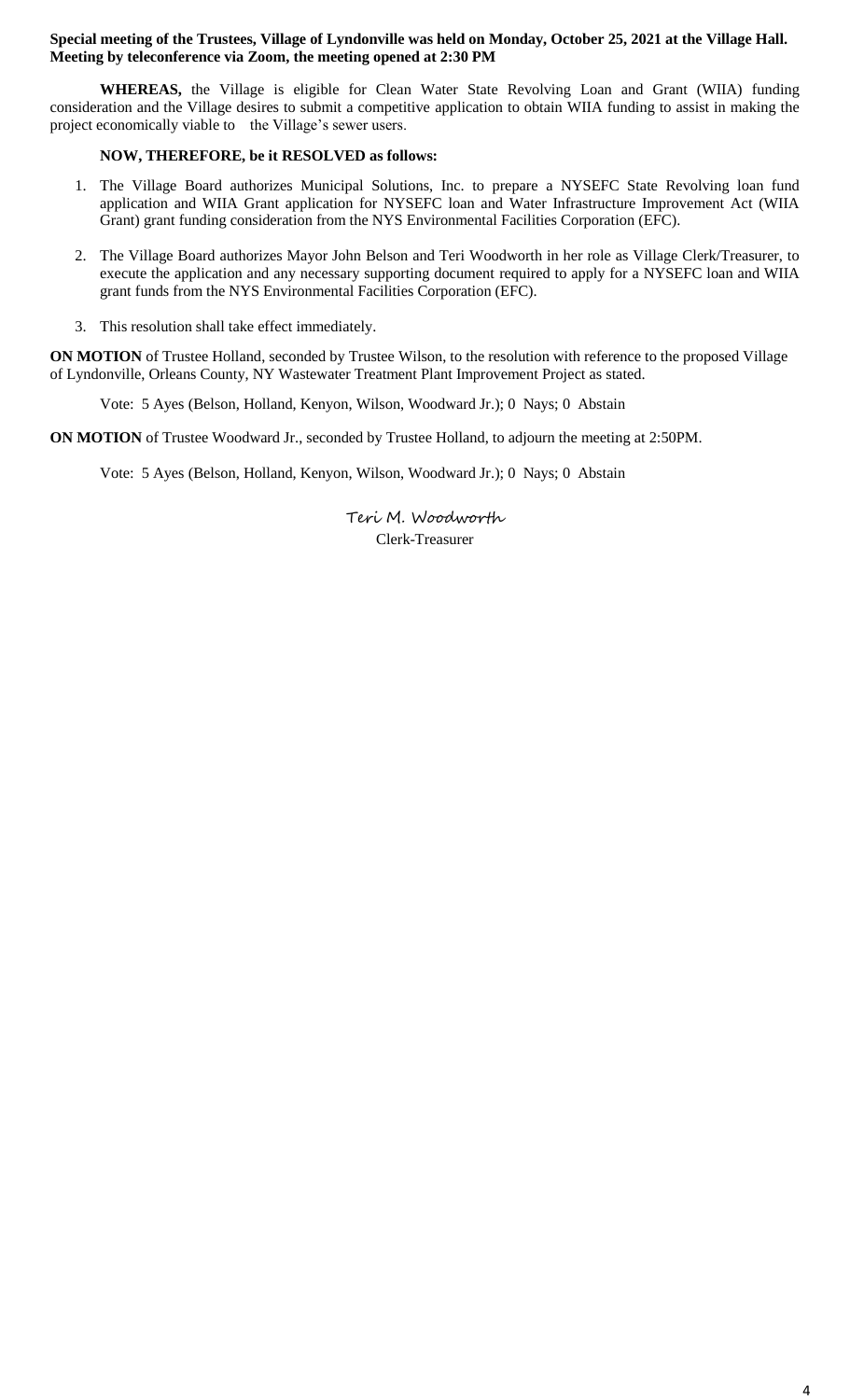**Special meeting of the Trustees, Village of Lyndonville was held on Monday, October 25, 2021 at the Village Hall. Meeting by teleconference via Zoom, the meeting opened at 2:30 PM**

**WHEREAS,** the Village is eligible for Clean Water State Revolving Loan and Grant (WIIA) funding consideration and the Village desires to submit a competitive application to obtain WIIA funding to assist in making the project economically viable to the Village's sewer users.

**NOW, THEREFORE, be it RESOLVED as follows:**

1. The Village Board authorizes Municipal Solutions, Inc. to prepare a NYSEFC State Revolving loan fund application and WIIA Grant application for NYSEFC loan and Water Infrastructure Improvement Act (WIIA Grant) grant funding consideration from the NYS Environmental Facilities Corporation (EFC).
2. The Village Board authorizes Mayor John Belson and Teri Woodworth in her role as Village Clerk/Treasurer, to execute the application and any necessary supporting document required to apply for a NYSEFC loan and WIIA grant funds from the NYS Environmental Facilities Corporation (EFC).
3. This resolution shall take effect immediately.

**ON MOTION** of Trustee Holland, seconded by Trustee Wilson, to the resolution with reference to the proposed Village of Lyndonville, Orleans County, NY Wastewater Treatment Plant Improvement Project as stated.

Vote: 5 Ayes (Belson, Holland, Kenyon, Wilson, Woodward Jr.); 0 Nays; 0 Abstain

**ON MOTION** of Trustee Woodward Jr., seconded by Trustee Holland, to adjourn the meeting at 2:50PM.

Vote: 5 Ayes (Belson, Holland, Kenyon, Wilson, Woodward Jr.); 0 Nays; 0 Abstain

Teri M. Woodworth
Clerk-Treasurer